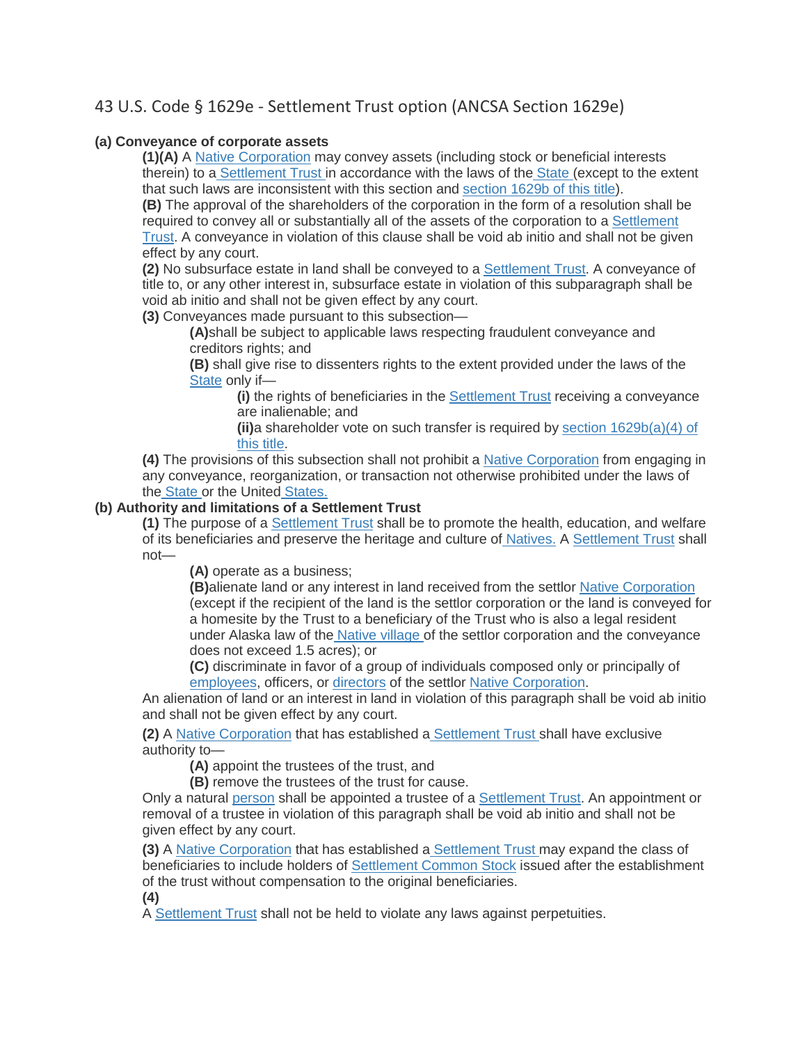# 43 U.S. Code § 1629e - Settlement Trust option (ANCSA Section 1629e)

**(a) Conveyance of corporate assets**

**(1)(A)** A Native Corporation may convey assets (including stock or beneficial interests therein) to a Settlement Trust in accordance with the laws of the State (except to the extent that such laws are inconsistent with this section and section 1629b of this title).

**(B)** The approval of the shareholders of the corporation in the form of a resolution shall be required to convey all or substantially all of the assets of the corporation to a Settlement Trust. A conveyance in violation of this clause shall be void ab initio and shall not be given effect by any court.

**(2)** No subsurface estate in land shall be conveyed to a Settlement Trust. A conveyance of title to, or any other interest in, subsurface estate in violation of this subparagraph shall be void ab initio and shall not be given effect by any court.

**(3)** Conveyances made pursuant to this subsection—

> **(A)** shall be subject to applicable laws respecting fraudulent conveyance and creditors rights; and
>
> **(B)** shall give rise to dissenters rights to the extent provided under the laws of the State only if—
>
> > **(i)** the rights of beneficiaries in the Settlement Trust receiving a conveyance are inalienable; and
> >
> > **(ii)** a shareholder vote on such transfer is required by section 1629b(a)(4) of this title.

**(4)** The provisions of this subsection shall not prohibit a Native Corporation from engaging in any conveyance, reorganization, or transaction not otherwise prohibited under the laws of the State or the United States.

**(b) Authority and limitations of a Settlement Trust**

**(1)** The purpose of a Settlement Trust shall be to promote the health, education, and welfare of its beneficiaries and preserve the heritage and culture of Natives. A Settlement Trust shall not—

> **(A)** operate as a business;
>
> **(B)** alienate land or any interest in land received from the settlor Native Corporation (except if the recipient of the land is the settlor corporation or the land is conveyed for a homesite by the Trust to a beneficiary of the Trust who is also a legal resident under Alaska law of the Native village of the settlor corporation and the conveyance does not exceed 1.5 acres); or
>
> **(C)** discriminate in favor of a group of individuals composed only or principally of employees, officers, or directors of the settlor Native Corporation.

An alienation of land or an interest in land in violation of this paragraph shall be void ab initio and shall not be given effect by any court.

**(2)** A Native Corporation that has established a Settlement Trust shall have exclusive authority to—

> **(A)** appoint the trustees of the trust, and
>
> **(B)** remove the trustees of the trust for cause.

Only a natural person shall be appointed a trustee of a Settlement Trust. An appointment or removal of a trustee in violation of this paragraph shall be void ab initio and shall not be given effect by any court.

**(3)** A Native Corporation that has established a Settlement Trust may expand the class of beneficiaries to include holders of Settlement Common Stock issued after the establishment of the trust without compensation to the original beneficiaries.

**(4)**

A Settlement Trust shall not be held to violate any laws against perpetuities.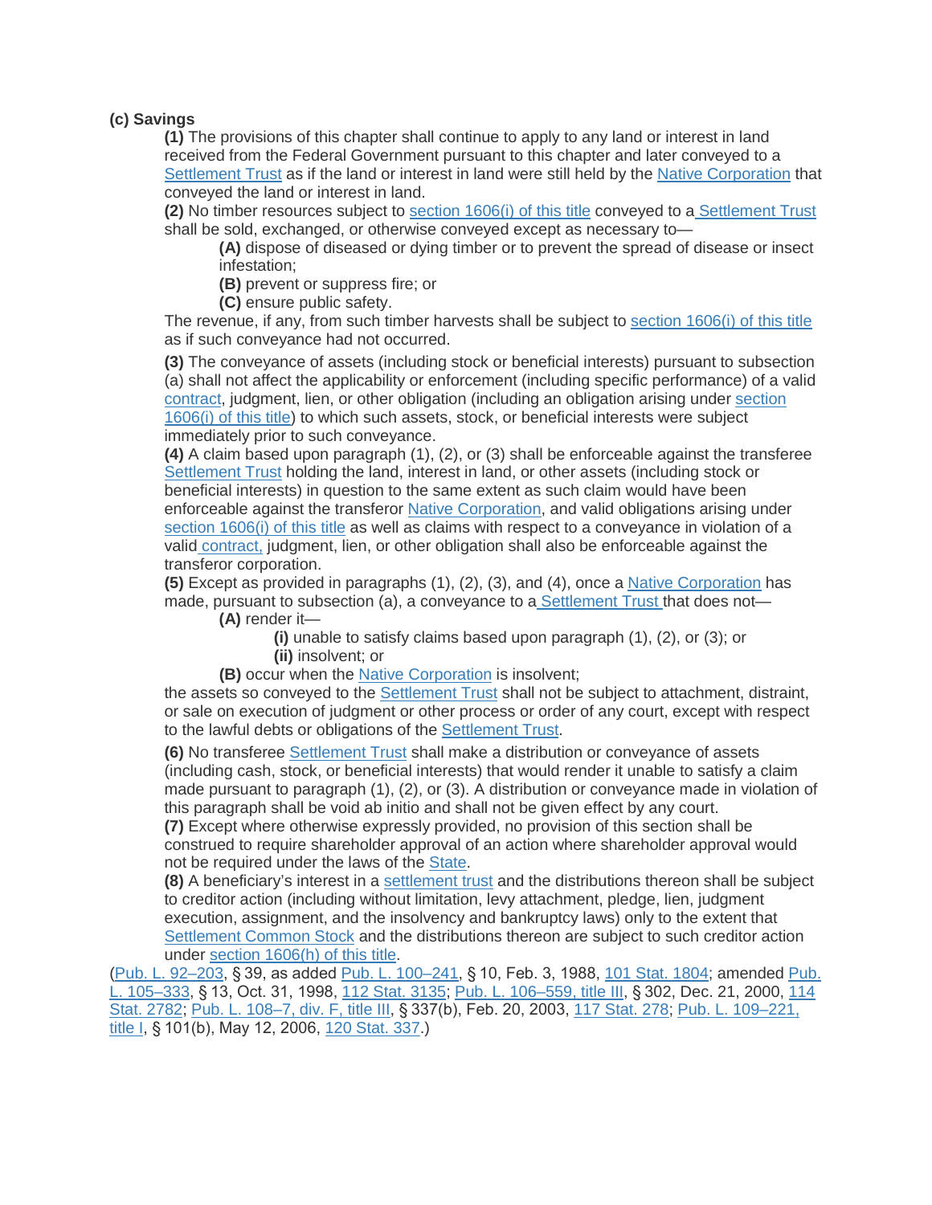**(c) Savings**

**(1)** The provisions of this chapter shall continue to apply to any land or interest in land received from the Federal Government pursuant to this chapter and later conveyed to a Settlement Trust as if the land or interest in land were still held by the Native Corporation that conveyed the land or interest in land.

**(2)** No timber resources subject to section 1606(i) of this title conveyed to a Settlement Trust shall be sold, exchanged, or otherwise conveyed except as necessary to—

> **(A)** dispose of diseased or dying timber or to prevent the spread of disease or insect infestation;
>
> **(B)** prevent or suppress fire; or
>
> **(C)** ensure public safety.

The revenue, if any, from such timber harvests shall be subject to section 1606(i) of this title as if such conveyance had not occurred.

**(3)** The conveyance of assets (including stock or beneficial interests) pursuant to subsection (a) shall not affect the applicability or enforcement (including specific performance) of a valid contract, judgment, lien, or other obligation (including an obligation arising under section 1606(i) of this title) to which such assets, stock, or beneficial interests were subject immediately prior to such conveyance.

**(4)** A claim based upon paragraph (1), (2), or (3) shall be enforceable against the transferee Settlement Trust holding the land, interest in land, or other assets (including stock or beneficial interests) in question to the same extent as such claim would have been enforceable against the transferor Native Corporation, and valid obligations arising under section 1606(i) of this title as well as claims with respect to a conveyance in violation of a valid contract, judgment, lien, or other obligation shall also be enforceable against the transferor corporation.

**(5)** Except as provided in paragraphs (1), (2), (3), and (4), once a Native Corporation has made, pursuant to subsection (a), a conveyance to a Settlement Trust that does not—

> **(A)** render it—
>
> > **(i)** unable to satisfy claims based upon paragraph (1), (2), or (3); or
> >
> > **(ii)** insolvent; or
>
> **(B)** occur when the Native Corporation is insolvent;

the assets so conveyed to the Settlement Trust shall not be subject to attachment, distraint, or sale on execution of judgment or other process or order of any court, except with respect to the lawful debts or obligations of the Settlement Trust.

**(6)** No transferee Settlement Trust shall make a distribution or conveyance of assets (including cash, stock, or beneficial interests) that would render it unable to satisfy a claim made pursuant to paragraph (1), (2), or (3). A distribution or conveyance made in violation of this paragraph shall be void ab initio and shall not be given effect by any court.

**(7)** Except where otherwise expressly provided, no provision of this section shall be construed to require shareholder approval of an action where shareholder approval would not be required under the laws of the State.

**(8)** A beneficiary's interest in a settlement trust and the distributions thereon shall be subject to creditor action (including without limitation, levy attachment, pledge, lien, judgment execution, assignment, and the insolvency and bankruptcy laws) only to the extent that Settlement Common Stock and the distributions thereon are subject to such creditor action under section 1606(h) of this title.

(Pub. L. 92–203, § 39, as added Pub. L. 100–241, § 10, Feb. 3, 1988, 101 Stat. 1804; amended Pub. L. 105–333, § 13, Oct. 31, 1998, 112 Stat. 3135; Pub. L. 106–559, title III, § 302, Dec. 21, 2000, 114 Stat. 2782; Pub. L. 108–7, div. F, title III, § 337(b), Feb. 20, 2003, 117 Stat. 278; Pub. L. 109–221, title I, § 101(b), May 12, 2006, 120 Stat. 337.)